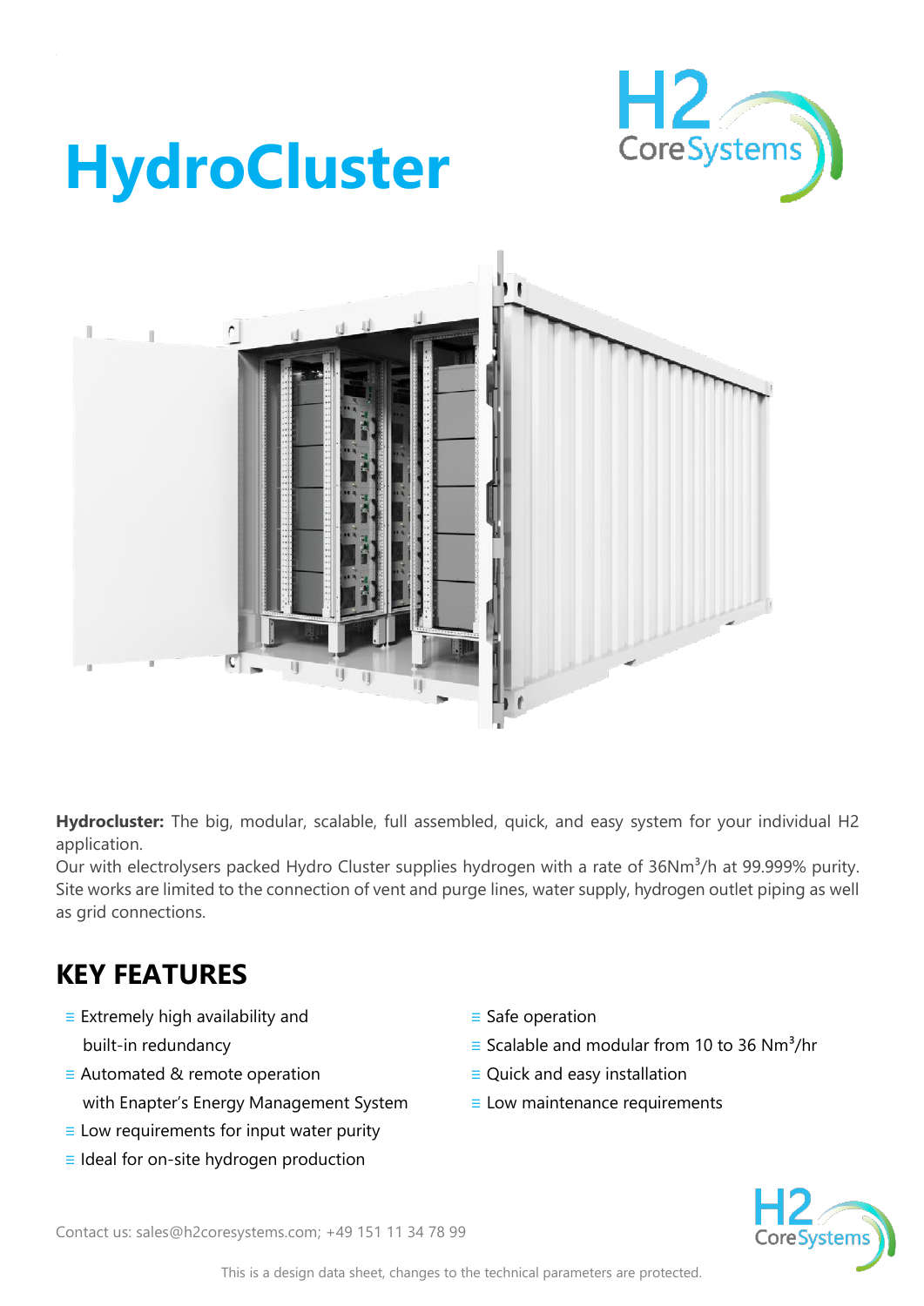# HydroCluster

**Hydrocluster:** The big, modular, scalable, full assembled, quick, and easy system for your individual H2 application.
Our with electrolysers packed Hydro Cluster supplies hydrogen with a rate of 36Nm$^3$/h at 99.999% purity. Site works are limited to the connection of vent and purge lines, water supply, hydrogen outlet piping as well as grid connections.

## KEY FEATURES

- Extremely high availability and built-in redundancy
- Automated & remote operation with Enapter's Energy Management System
- Low requirements for input water purity
- Ideal for on-site hydrogen production
- Safe operation
- Scalable and modular from 10 to 36 Nm$^3$/hr
- Quick and easy installation
- Low maintenance requirements

Contact us: sales@h2coresystems.com; +49 151 11 34 78 99

This is a design data sheet, changes to the technical parameters are protected.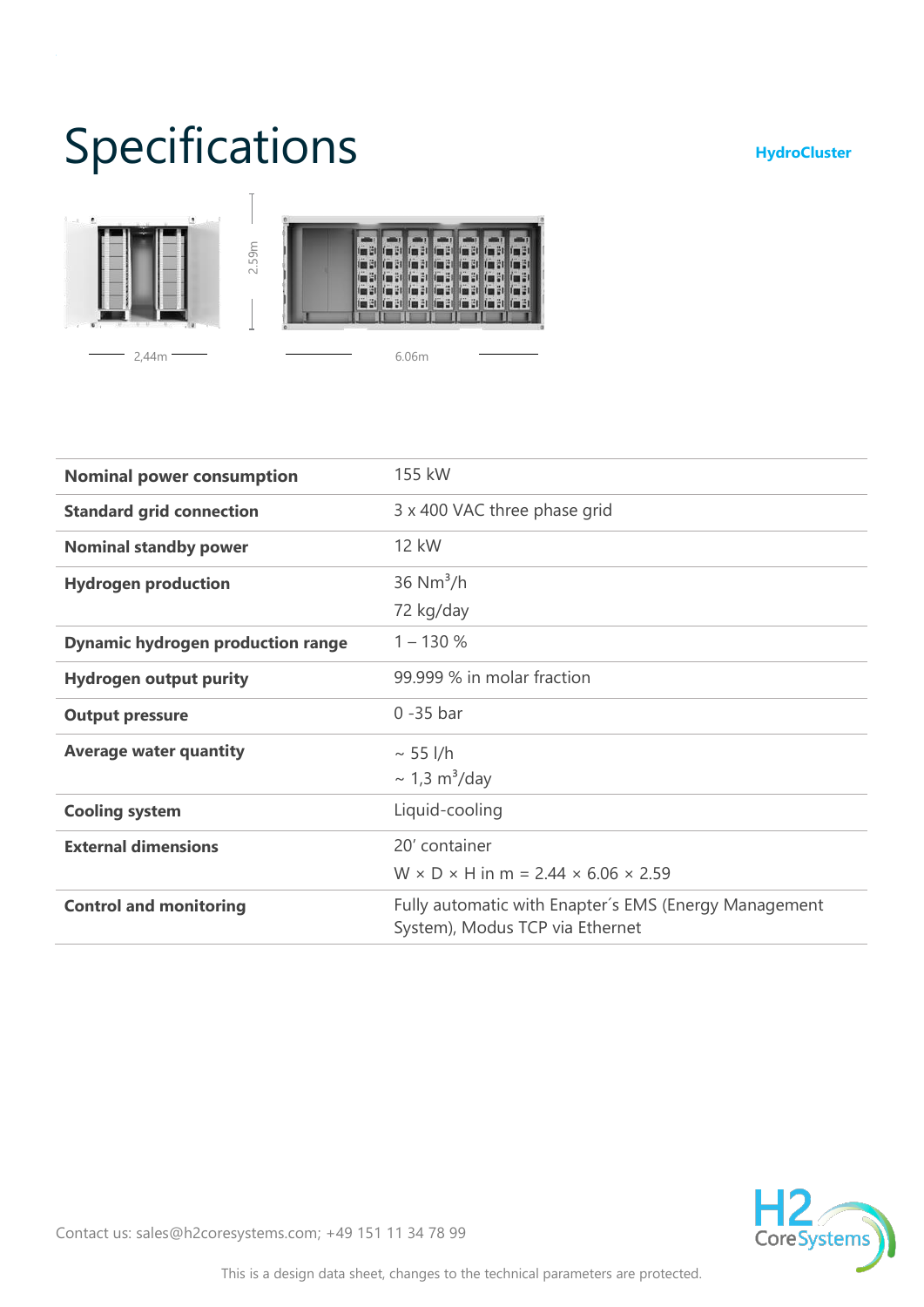# Specifications

HydroCluster

2.59m

2,44m

6.06m

| | |
|---|---|
| **Nominal power consumption** | 155 kW |
| **Standard grid connection** | 3 x 400 VAC three phase grid |
| **Nominal standby power** | 12 kW |
| **Hydrogen production** | 36 $Nm^3/h$<br>72 kg/day |
| **Dynamic hydrogen production range** | 1 – 130 % |
| **Hydrogen output purity** | 99.999 % in molar fraction |
| **Output pressure** | 0 -35 bar |
| **Average water quantity** | ~ 55 l/h<br>~ 1,3 $m^3$/day |
| **Cooling system** | Liquid-cooling |
| **External dimensions** | 20' container<br>W × D × H in m = 2.44 × 6.06 × 2.59 |
| **Control and monitoring** | Fully automatic with Enapter´s EMS (Energy Management System), Modus TCP via Ethernet |

Contact us: sales@h2coresystems.com; +49 151 11 34 78 99

This is a design data sheet, changes to the technical parameters are protected.